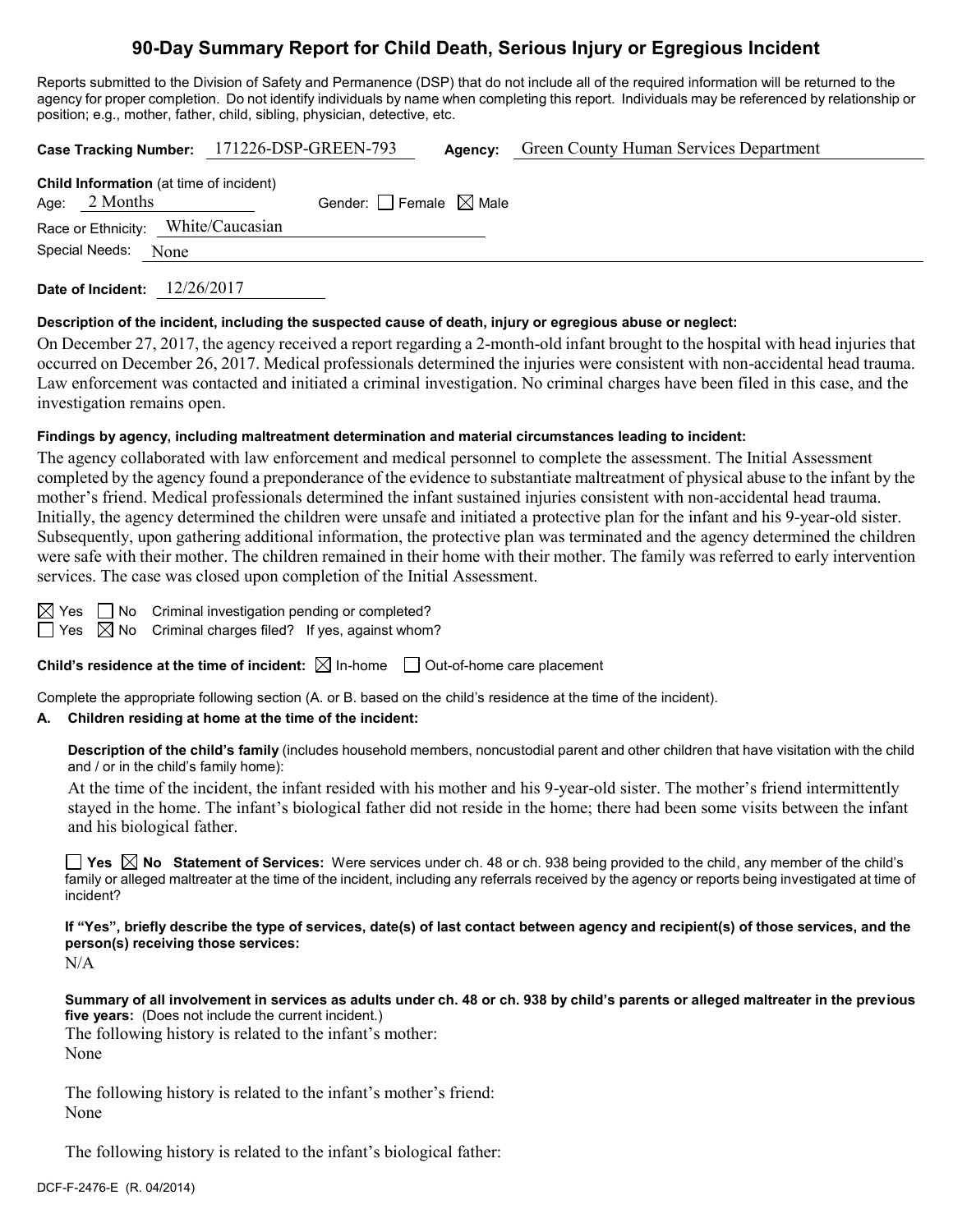# 90-Day Summary Report for Child Death, Serious Injury or Egregious Incident

Reports submitted to the Division of Safety and Permanence (DSP) that do not include all of the required information will be returned to the agency for proper completion. Do not identify individuals by name when completing this report. Individuals may be referenced by relationship or position; e.g., mother, father, child, sibling, physician, detective, etc.

**Case Tracking Number:** 171226-DSP-GREEN-793 **Agency:** Green County Human Services Department

**Child Information** (at time of incident)
Age: 2 Months Gender: ☐ Female ☒ Male
Race or Ethnicity: White/Caucasian
Special Needs: None

**Date of Incident:** 12/26/2017

**Description of the incident, including the suspected cause of death, injury or egregious abuse or neglect:**

On December 27, 2017, the agency received a report regarding a 2-month-old infant brought to the hospital with head injuries that occurred on December 26, 2017. Medical professionals determined the injuries were consistent with non-accidental head trauma. Law enforcement was contacted and initiated a criminal investigation. No criminal charges have been filed in this case, and the investigation remains open.

**Findings by agency, including maltreatment determination and material circumstances leading to incident:**

The agency collaborated with law enforcement and medical personnel to complete the assessment. The Initial Assessment completed by the agency found a preponderance of the evidence to substantiate maltreatment of physical abuse to the infant by the mother's friend. Medical professionals determined the infant sustained injuries consistent with non-accidental head trauma. Initially, the agency determined the children were unsafe and initiated a protective plan for the infant and his 9-year-old sister. Subsequently, upon gathering additional information, the protective plan was terminated and the agency determined the children were safe with their mother. The children remained in their home with their mother. The family was referred to early intervention services. The case was closed upon completion of the Initial Assessment.

☒ Yes ☐ No Criminal investigation pending or completed?
☐ Yes ☒ No Criminal charges filed? If yes, against whom?

**Child's residence at the time of incident:** ☒ In-home ☐ Out-of-home care placement

Complete the appropriate following section (A. or B. based on the child's residence at the time of the incident).

**A. Children residing at home at the time of the incident:**

**Description of the child's family** (includes household members, noncustodial parent and other children that have visitation with the child and / or in the child's family home):

At the time of the incident, the infant resided with his mother and his 9-year-old sister. The mother's friend intermittently stayed in the home. The infant's biological father did not reside in the home; there had been some visits between the infant and his biological father.

☐ **Yes** ☒ **No Statement of Services:** Were services under ch. 48 or ch. 938 being provided to the child, any member of the child's family or alleged maltreater at the time of the incident, including any referrals received by the agency or reports being investigated at time of incident?

**If "Yes", briefly describe the type of services, date(s) of last contact between agency and recipient(s) of those services, and the person(s) receiving those services:**

N/A

**Summary of all involvement in services as adults under ch. 48 or ch. 938 by child's parents or alleged maltreater in the previous five years:** (Does not include the current incident.)

The following history is related to the infant's mother:
None

The following history is related to the infant's mother's friend:
None

The following history is related to the infant's biological father: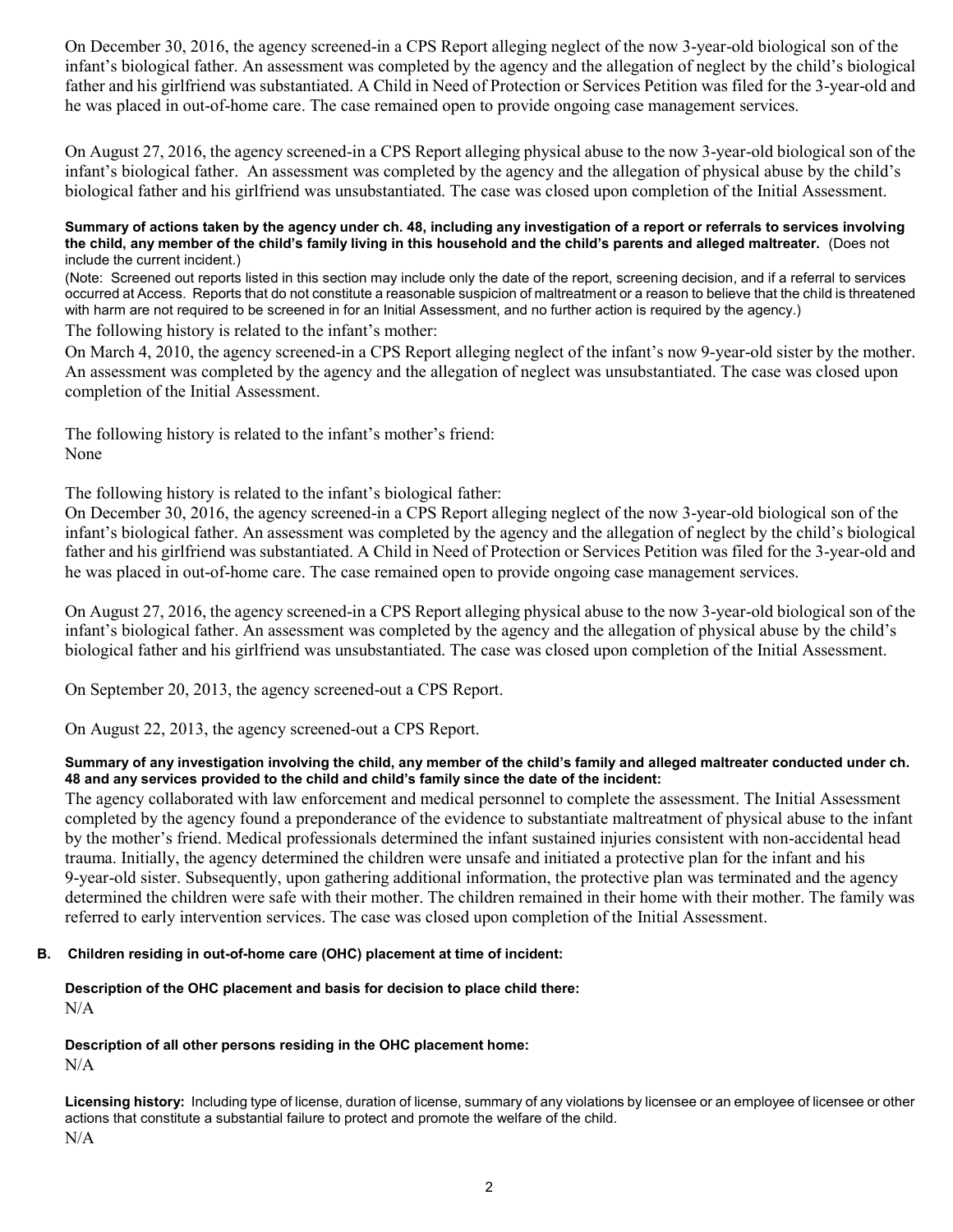On December 30, 2016, the agency screened-in a CPS Report alleging neglect of the now 3-year-old biological son of the infant's biological father. An assessment was completed by the agency and the allegation of neglect by the child's biological father and his girlfriend was substantiated. A Child in Need of Protection or Services Petition was filed for the 3-year-old and he was placed in out-of-home care. The case remained open to provide ongoing case management services.

On August 27, 2016, the agency screened-in a CPS Report alleging physical abuse to the now 3-year-old biological son of the infant's biological father. An assessment was completed by the agency and the allegation of physical abuse by the child's biological father and his girlfriend was unsubstantiated. The case was closed upon completion of the Initial Assessment.

**Summary of actions taken by the agency under ch. 48, including any investigation of a report or referrals to services involving the child, any member of the child's family living in this household and the child's parents and alleged maltreater.** (Does not include the current incident.)

(Note: Screened out reports listed in this section may include only the date of the report, screening decision, and if a referral to services occurred at Access. Reports that do not constitute a reasonable suspicion of maltreatment or a reason to believe that the child is threatened with harm are not required to be screened in for an Initial Assessment, and no further action is required by the agency.)

The following history is related to the infant's mother:

On March 4, 2010, the agency screened-in a CPS Report alleging neglect of the infant's now 9-year-old sister by the mother. An assessment was completed by the agency and the allegation of neglect was unsubstantiated. The case was closed upon completion of the Initial Assessment.

The following history is related to the infant's mother's friend:
None

The following history is related to the infant's biological father:

On December 30, 2016, the agency screened-in a CPS Report alleging neglect of the now 3-year-old biological son of the infant's biological father. An assessment was completed by the agency and the allegation of neglect by the child's biological father and his girlfriend was substantiated. A Child in Need of Protection or Services Petition was filed for the 3-year-old and he was placed in out-of-home care. The case remained open to provide ongoing case management services.

On August 27, 2016, the agency screened-in a CPS Report alleging physical abuse to the now 3-year-old biological son of the infant's biological father. An assessment was completed by the agency and the allegation of physical abuse by the child's biological father and his girlfriend was unsubstantiated. The case was closed upon completion of the Initial Assessment.

On September 20, 2013, the agency screened-out a CPS Report.

On August 22, 2013, the agency screened-out a CPS Report.

**Summary of any investigation involving the child, any member of the child's family and alleged maltreater conducted under ch. 48 and any services provided to the child and child's family since the date of the incident:**

The agency collaborated with law enforcement and medical personnel to complete the assessment. The Initial Assessment completed by the agency found a preponderance of the evidence to substantiate maltreatment of physical abuse to the infant by the mother's friend. Medical professionals determined the infant sustained injuries consistent with non-accidental head trauma. Initially, the agency determined the children were unsafe and initiated a protective plan for the infant and his 9-year-old sister. Subsequently, upon gathering additional information, the protective plan was terminated and the agency determined the children were safe with their mother. The children remained in their home with their mother. The family was referred to early intervention services. The case was closed upon completion of the Initial Assessment.

## B. Children residing in out-of-home care (OHC) placement at time of incident:

**Description of the OHC placement and basis for decision to place child there:**
N/A

**Description of all other persons residing in the OHC placement home:**
N/A

**Licensing history:** Including type of license, duration of license, summary of any violations by licensee or an employee of licensee or other actions that constitute a substantial failure to protect and promote the welfare of the child.
N/A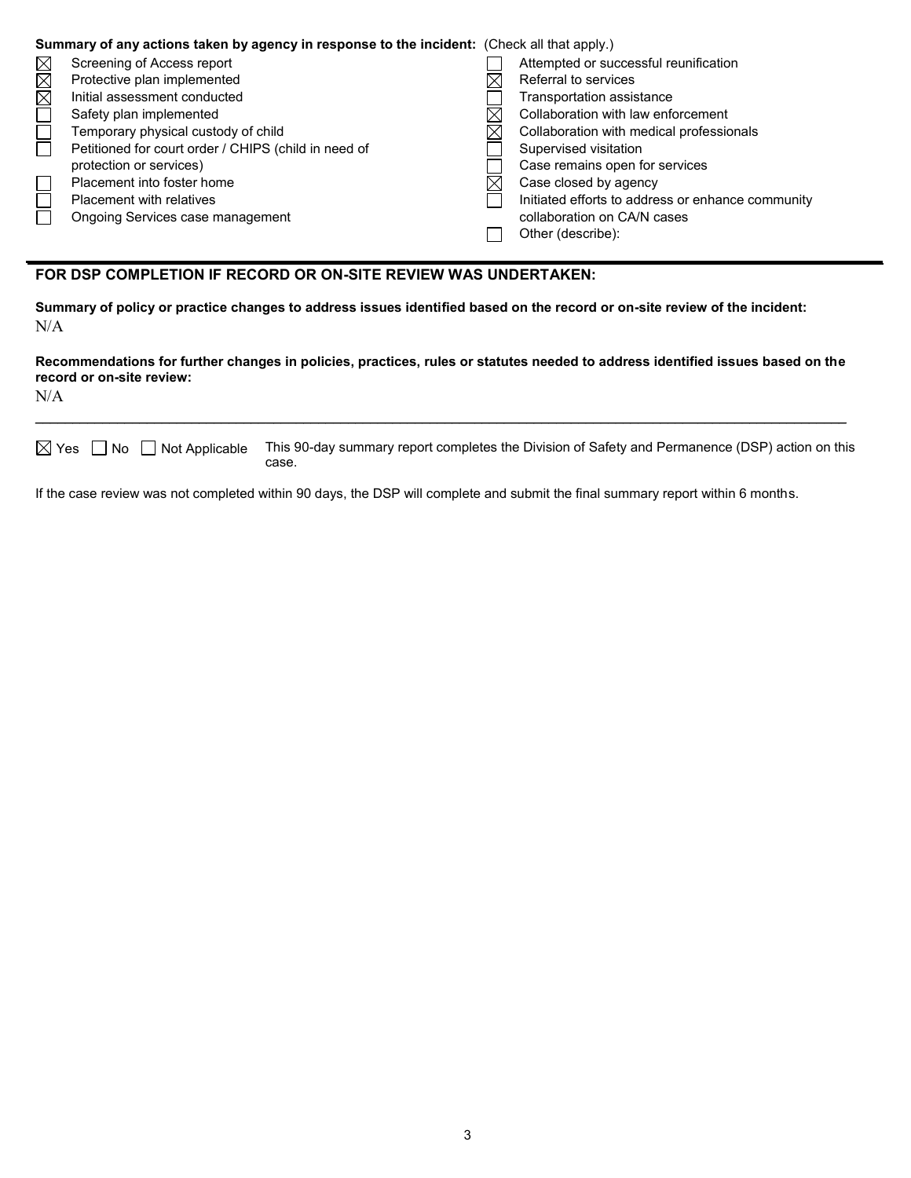**Summary of any actions taken by agency in response to the incident:** (Check all that apply.)

- [x] Screening of Access report
- [x] Protective plan implemented
- [x] Initial assessment conducted
- [ ] Safety plan implemented
- [ ] Temporary physical custody of child
- [ ] Petitioned for court order / CHIPS (child in need of protection or services)
- [ ] Placement into foster home
- [ ] Placement with relatives
- [ ] Ongoing Services case management
- [ ] Attempted or successful reunification
- [x] Referral to services
- [ ] Transportation assistance
- [x] Collaboration with law enforcement
- [x] Collaboration with medical professionals
- [ ] Supervised visitation
- [ ] Case remains open for services
- [x] Case closed by agency
- [ ] Initiated efforts to address or enhance community collaboration on CA/N cases
- [ ] Other (describe):

---

## FOR DSP COMPLETION IF RECORD OR ON-SITE REVIEW WAS UNDERTAKEN:

**Summary of policy or practice changes to address issues identified based on the record or on-site review of the incident:**

N/A

**Recommendations for further changes in policies, practices, rules or statutes needed to address identified issues based on the record or on-site review:**

N/A

---

[x] Yes [ ] No [ ] Not Applicable This 90-day summary report completes the Division of Safety and Permanence (DSP) action on this case.

If the case review was not completed within 90 days, the DSP will complete and submit the final summary report within 6 months.